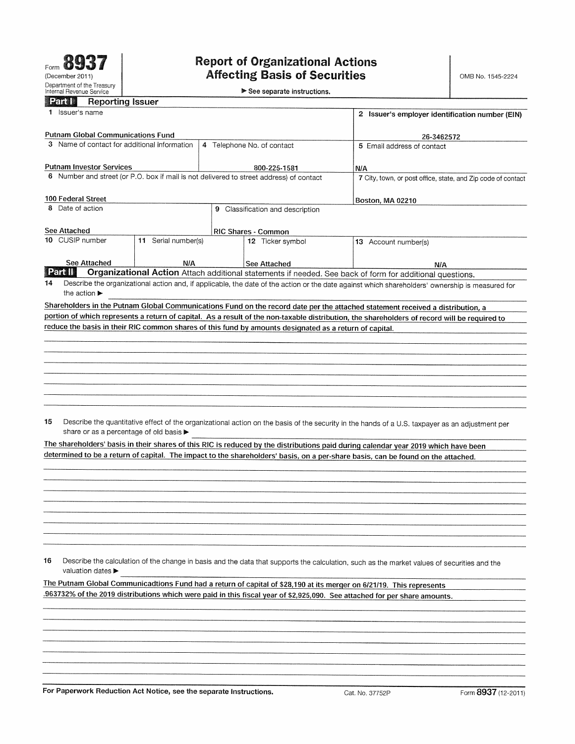Form **8937**
(December 2011)
Department of the Treasury
Internal Revenue Service

# Report of Organizational Actions Affecting Basis of Securities

▶ See separate instructions.

OMB No. 1545-2224

## Part I Reporting Issuer

| 1 Issuer's name | | | 2 Issuer's employer identification number (EIN) |
|---|---|---|---|
| Putnam Global Communications Fund | | | 26-3462572 |
| 3 Name of contact for additional information | 4 Telephone No. of contact | | 5 Email address of contact |
| Putnam Investor Services | 800-225-1581 | | N/A |
| 6 Number and street (or P.O. box if mail is not delivered to street address) of contact | | | 7 City, town, or post office, state, and Zip code of contact |
| 100 Federal Street | | | Boston, MA 02210 |
| 8 Date of action | 9 Classification and description | | |
| See Attached | RIC Shares - Common | | |
| 10 CUSIP number | 11 Serial number(s) | 12 Ticker symbol | 13 Account number(s) |
| See Attached | N/A | See Attached | N/A |

## Part II Organizational Action

Attach additional statements if needed. See back of form for additional questions.

**14** Describe the organizational action and, if applicable, the date of the action or the date against which shareholders' ownership is measured for the action ▶

Shareholders in the Putnam Global Communications Fund on the record date per the attached statement received a distribution, a portion of which represents a return of capital. As a result of the non-taxable distribution, the shareholders of record will be required to reduce the basis in their RIC common shares of this fund by amounts designated as a return of capital.

**15** Describe the quantitative effect of the organizational action on the basis of the security in the hands of a U.S. taxpayer as an adjustment per share or as a percentage of old basis ▶

The shareholders' basis in their shares of this RIC is reduced by the distributions paid during calendar year 2019 which have been determined to be a return of capital. The impact to the shareholders' basis, on a per-share basis, can be found on the attached.

**16** Describe the calculation of the change in basis and the data that supports the calculation, such as the market values of securities and the valuation dates ▶

The Putnam Global Communicadtions Fund had a return of capital of $28,190 at its merger on 6/21/19. This represents .963732% of the 2019 distributions which were paid in this fiscal year of $2,925,090. See attached for per share amounts.

For Paperwork Reduction Act Notice, see the separate Instructions. Cat. No. 37752P Form **8937** (12-2011)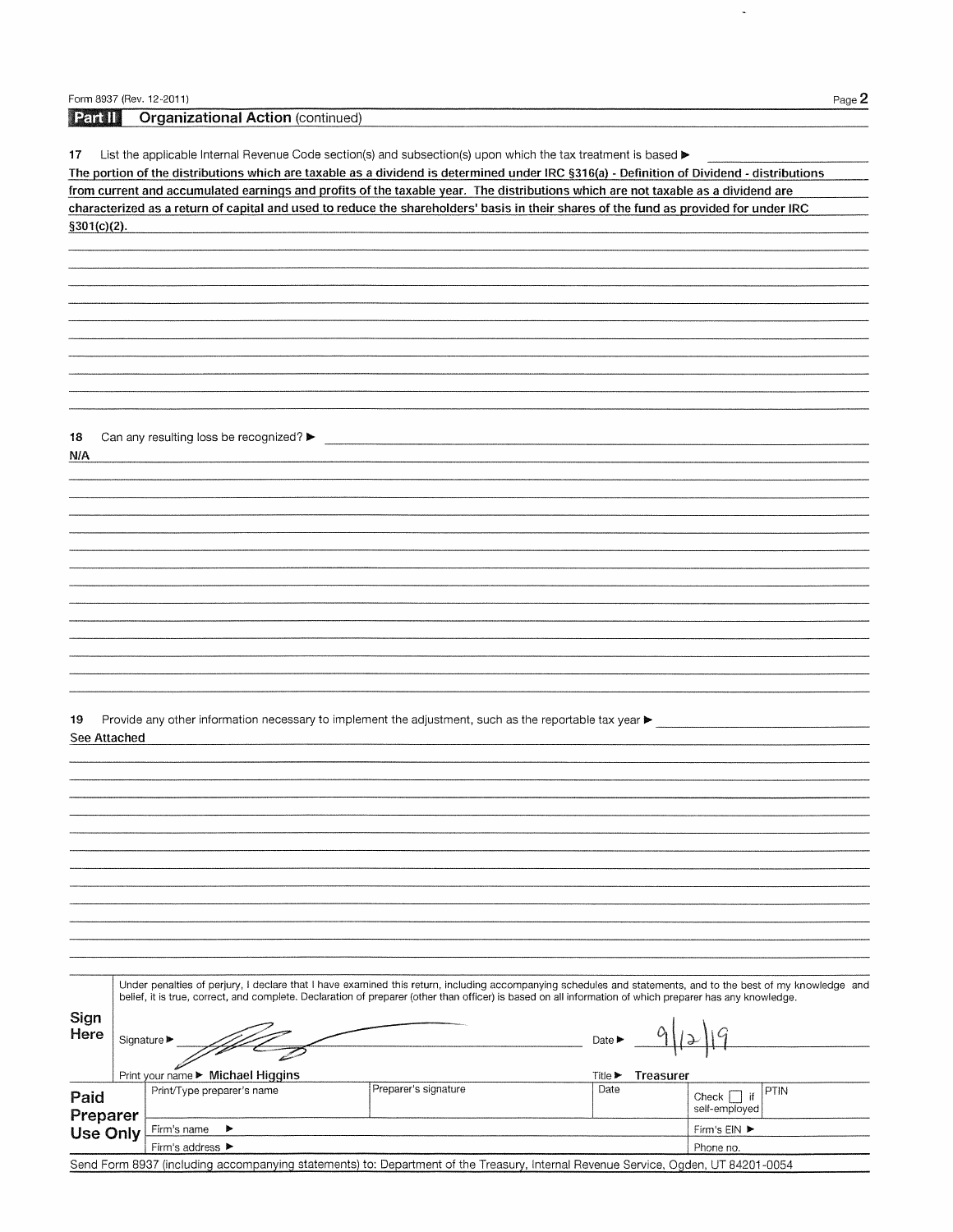Form 8937 (Rev. 12-2011)

## Part II Organizational Action (continued)

**17** List the applicable Internal Revenue Code section(s) and subsection(s) upon which the tax treatment is based ▶

The portion of the distributions which are taxable as a dividend is determined under IRC §316(a) - Definition of Dividend - distributions from current and accumulated earnings and profits of the taxable year. The distributions which are not taxable as a dividend are characterized as a return of capital and used to reduce the shareholders' basis in their shares of the fund as provided for under IRC §301(c)(2).

**18** Can any resulting loss be recognized? ▶

N/A

**19** Provide any other information necessary to implement the adjustment, such as the reportable tax year ▶

See Attached

**Sign Here**

Under penalties of perjury, I declare that I have examined this return, including accompanying schedules and statements, and to the best of my knowledge and belief, it is true, correct, and complete. Declaration of preparer (other than officer) is based on all information of which preparer has any knowledge.

Signature ▶ [signature] Date ▶ 9/12/19

Print your name ▶ Michael Higgins Title ▶ Treasurer

| **Paid Preparer Use Only** | | | | |
|---|---|---|---|---|
| Print/Type preparer's name | Preparer's signature | Date | Check ☐ if self-employed | PTIN |
| Firm's name ▶ | | | Firm's EIN ▶ | |
| Firm's address ▶ | | | Phone no. | |

Send Form 8937 (including accompanying statements) to: Department of the Treasury, Internal Revenue Service, Ogden, UT 84201-0054